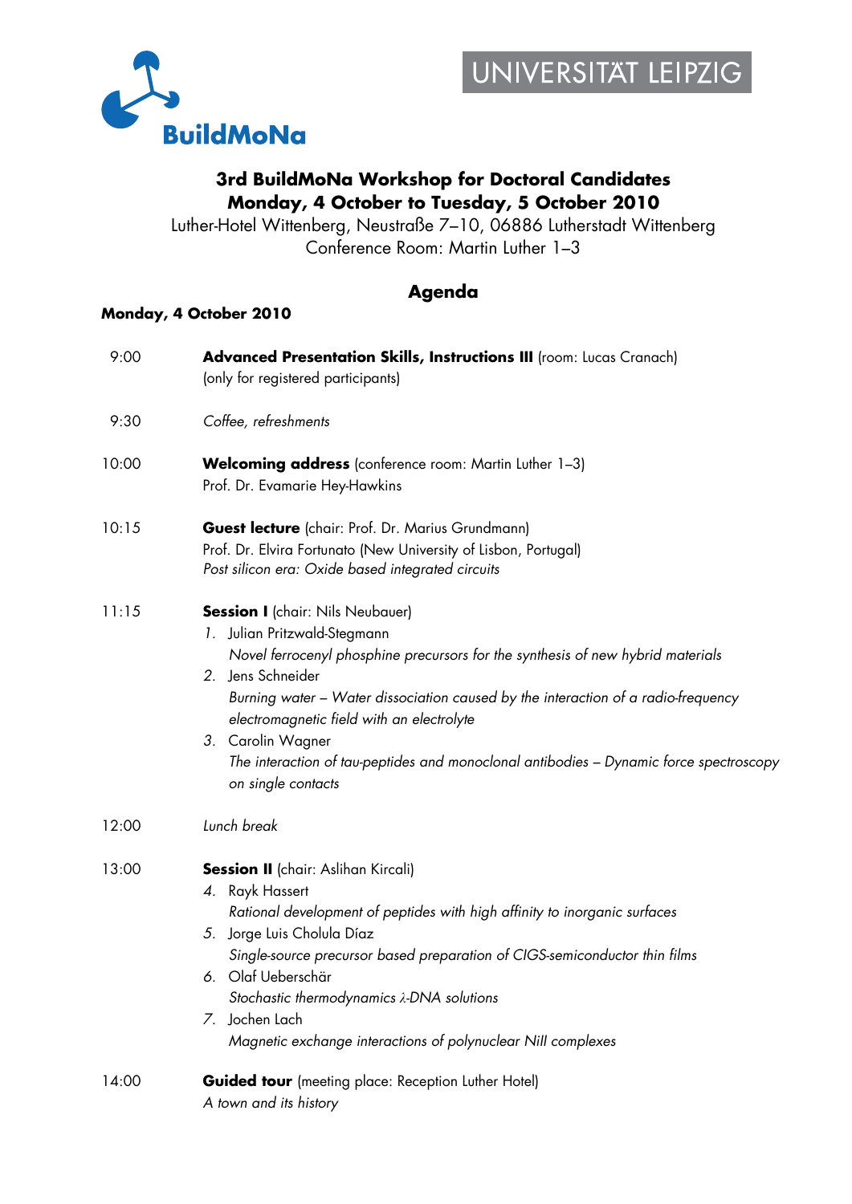BuildMoNa

UNIVERSITÄT LEIPZIG

# 3rd BuildMoNa Workshop for Doctoral Candidates
# Monday, 4 October to Tuesday, 5 October 2010

Luther-Hotel Wittenberg, Neustraße 7–10, 06886 Lutherstadt Wittenberg
Conference Room: Martin Luther 1–3

## Agenda

### Monday, 4 October 2010

9:00 **Advanced Presentation Skills, Instructions III** (room: Lucas Cranach)
(only for registered participants)

9:30 *Coffee, refreshments*

10:00 **Welcoming address** (conference room: Martin Luther 1–3)
Prof. Dr. Evamarie Hey-Hawkins

10:15 **Guest lecture** (chair: Prof. Dr. Marius Grundmann)
Prof. Dr. Elvira Fortunato (New University of Lisbon, Portugal)
*Post silicon era: Oxide based integrated circuits*

11:15 **Session I** (chair: Nils Neubauer)

1. Julian Pritzwald-Stegmann
   *Novel ferrocenyl phosphine precursors for the synthesis of new hybrid materials*
2. Jens Schneider
   *Burning water – Water dissociation caused by the interaction of a radio-frequency electromagnetic field with an electrolyte*
3. Carolin Wagner
   *The interaction of tau-peptides and monoclonal antibodies – Dynamic force spectroscopy on single contacts*

12:00 *Lunch break*

13:00 **Session II** (chair: Aslihan Kircali)

4. Rayk Hassert
   *Rational development of peptides with high affinity to inorganic surfaces*
5. Jorge Luis Cholula Díaz
   *Single-source precursor based preparation of CIGS-semiconductor thin films*
6. Olaf Ueberschär
   *Stochastic thermodynamics λ-DNA solutions*
7. Jochen Lach
   *Magnetic exchange interactions of polynuclear NiII complexes*

14:00 **Guided tour** (meeting place: Reception Luther Hotel)
*A town and its history*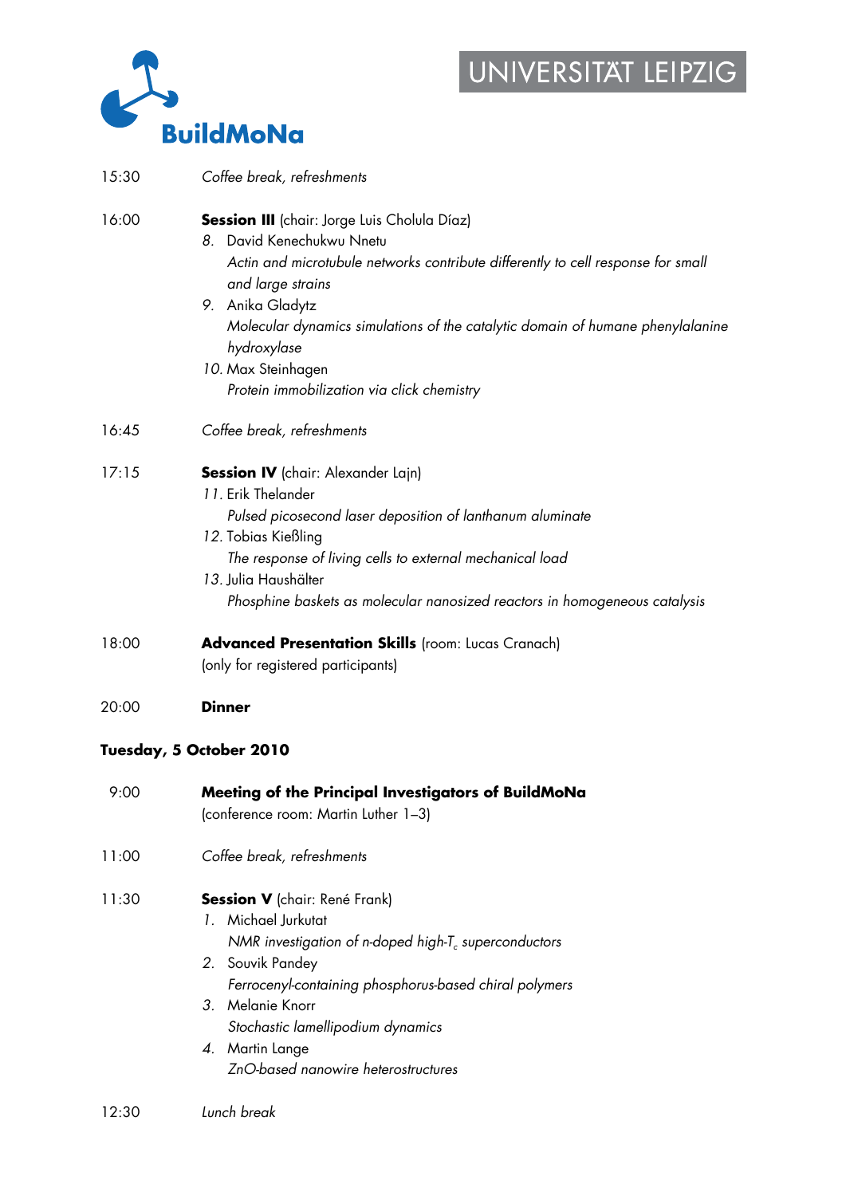15:30 *Coffee break, refreshments*

16:00 **Session III** (chair: Jorge Luis Cholula Díaz)

8. David Kenechukwu Nnetu
   *Actin and microtubule networks contribute differently to cell response for small and large strains*
9. Anika Gladytz
   *Molecular dynamics simulations of the catalytic domain of humane phenylalanine hydroxylase*
10. Max Steinhagen
    *Protein immobilization via click chemistry*

16:45 *Coffee break, refreshments*

17:15 **Session IV** (chair: Alexander Lajn)

11. Erik Thelander
    *Pulsed picosecond laser deposition of lanthanum aluminate*
12. Tobias Kießling
    *The response of living cells to external mechanical load*
13. Julia Haushälter
    *Phosphine baskets as molecular nanosized reactors in homogeneous catalysis*

18:00 **Advanced Presentation Skills** (room: Lucas Cranach)
(only for registered participants)

20:00 **Dinner**

## Tuesday, 5 October 2010

9:00 **Meeting of the Principal Investigators of BuildMoNa**
(conference room: Martin Luther 1–3)

11:00 *Coffee break, refreshments*

11:30 **Session V** (chair: René Frank)

1. Michael Jurkutat
   *NMR investigation of n-doped high-$T_c$ superconductors*
2. Souvik Pandey
   *Ferrocenyl-containing phosphorus-based chiral polymers*
3. Melanie Knorr
   *Stochastic lamellipodium dynamics*
4. Martin Lange
   *ZnO-based nanowire heterostructures*

12:30 *Lunch break*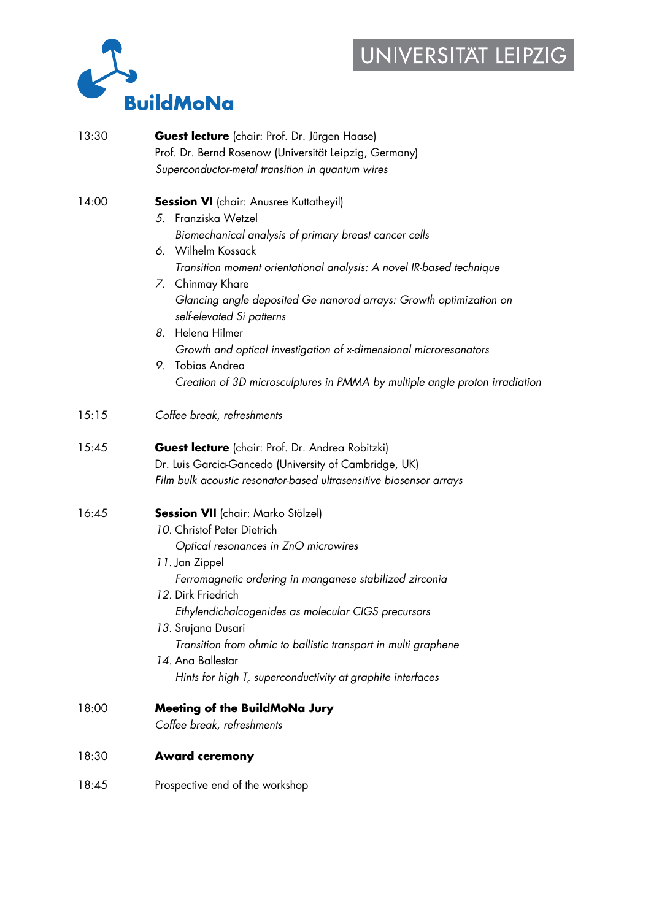| | |
|---|---|
| 13:30 | **Guest lecture** (chair: Prof. Dr. Jürgen Haase)<br>Prof. Dr. Bernd Rosenow (Universität Leipzig, Germany)<br>*Superconductor-metal transition in quantum wires* |
| 14:00 | **Session VI** (chair: Anusree Kuttatheyil)<br>*5.* Franziska Wetzel<br>*Biomechanical analysis of primary breast cancer cells*<br>*6.* Wilhelm Kossack<br>*Transition moment orientational analysis: A novel IR-based technique*<br>*7.* Chinmay Khare<br>*Glancing angle deposited Ge nanorod arrays: Growth optimization on self-elevated Si patterns*<br>*8.* Helena Hilmer<br>*Growth and optical investigation of x-dimensional microresonators*<br>*9.* Tobias Andrea<br>*Creation of 3D microsculptures in PMMA by multiple angle proton irradiation* |
| 15:15 | *Coffee break, refreshments* |
| 15:45 | **Guest lecture** (chair: Prof. Dr. Andrea Robitzki)<br>Dr. Luis Garcia-Gancedo (University of Cambridge, UK)<br>*Film bulk acoustic resonator-based ultrasensitive biosensor arrays* |
| 16:45 | **Session VII** (chair: Marko Stölzel)<br>*10.* Christof Peter Dietrich<br>*Optical resonances in ZnO microwires*<br>*11.* Jan Zippel<br>*Ferromagnetic ordering in manganese stabilized zirconia*<br>*12.* Dirk Friedrich<br>*Ethylendichalcogenides as molecular CIGS precursors*<br>*13.* Srujana Dusari<br>*Transition from ohmic to ballistic transport in multi graphene*<br>*14.* Ana Ballestar<br>*Hints for high $T_c$ superconductivity at graphite interfaces* |
| 18:00 | **Meeting of the BuildMoNa Jury**<br>*Coffee break, refreshments* |
| 18:30 | **Award ceremony** |
| 18:45 | Prospective end of the workshop |